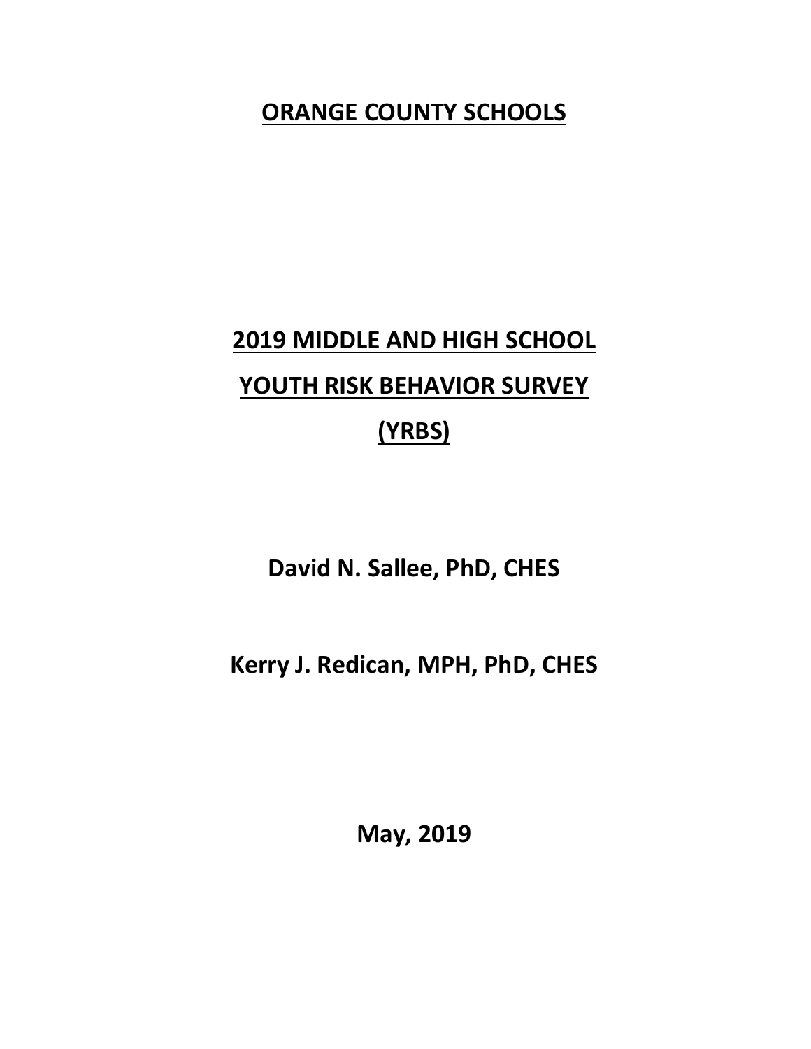# ORANGE COUNTY SCHOOLS

# 2019 MIDDLE AND HIGH SCHOOL YOUTH RISK BEHAVIOR SURVEY (YRBS)

**David N. Sallee, PhD, CHES**

**Kerry J. Redican, MPH, PhD, CHES**

**May, 2019**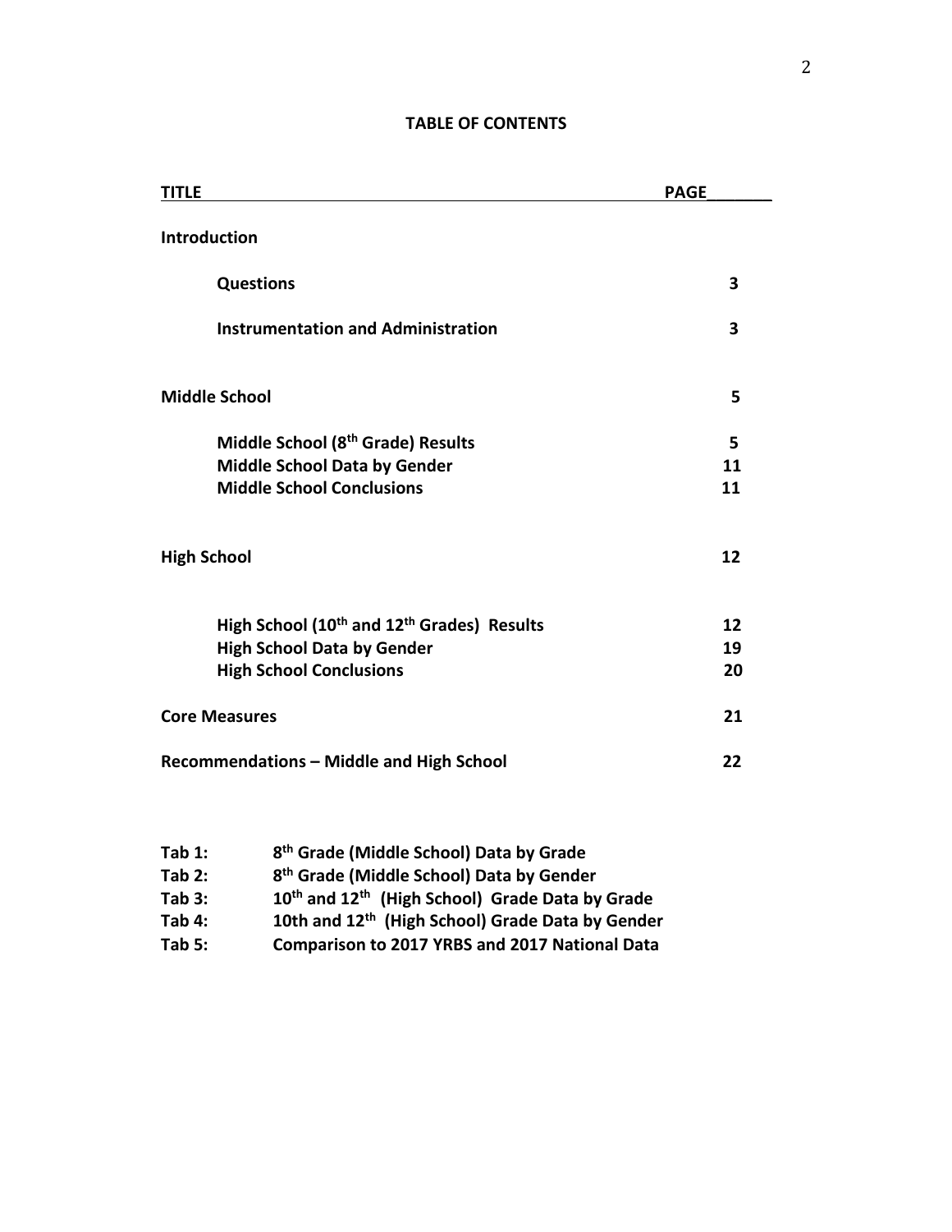**TABLE OF CONTENTS**

| TITLE | PAGE |
|---|---|
| **Introduction** | |
| &nbsp;&nbsp;&nbsp;&nbsp;**Questions** | **3** |
| &nbsp;&nbsp;&nbsp;&nbsp;**Instrumentation and Administration** | **3** |
| **Middle School** | **5** |
| &nbsp;&nbsp;&nbsp;&nbsp;**Middle School (8th Grade) Results** | **5** |
| &nbsp;&nbsp;&nbsp;&nbsp;**Middle School Data by Gender** | **11** |
| &nbsp;&nbsp;&nbsp;&nbsp;**Middle School Conclusions** | **11** |
| **High School** | **12** |
| &nbsp;&nbsp;&nbsp;&nbsp;**High School (10th and 12th Grades) Results** | **12** |
| &nbsp;&nbsp;&nbsp;&nbsp;**High School Data by Gender** | **19** |
| &nbsp;&nbsp;&nbsp;&nbsp;**High School Conclusions** | **20** |
| **Core Measures** | **21** |
| **Recommendations – Middle and High School** | **22** |

**Tab 1:** **8th Grade (Middle School) Data by Grade**
**Tab 2:** **8th Grade (Middle School) Data by Gender**
**Tab 3:** **10th and 12th (High School) Grade Data by Grade**
**Tab 4:** **10th and 12th (High School) Grade Data by Gender**
**Tab 5:** **Comparison to 2017 YRBS and 2017 National Data**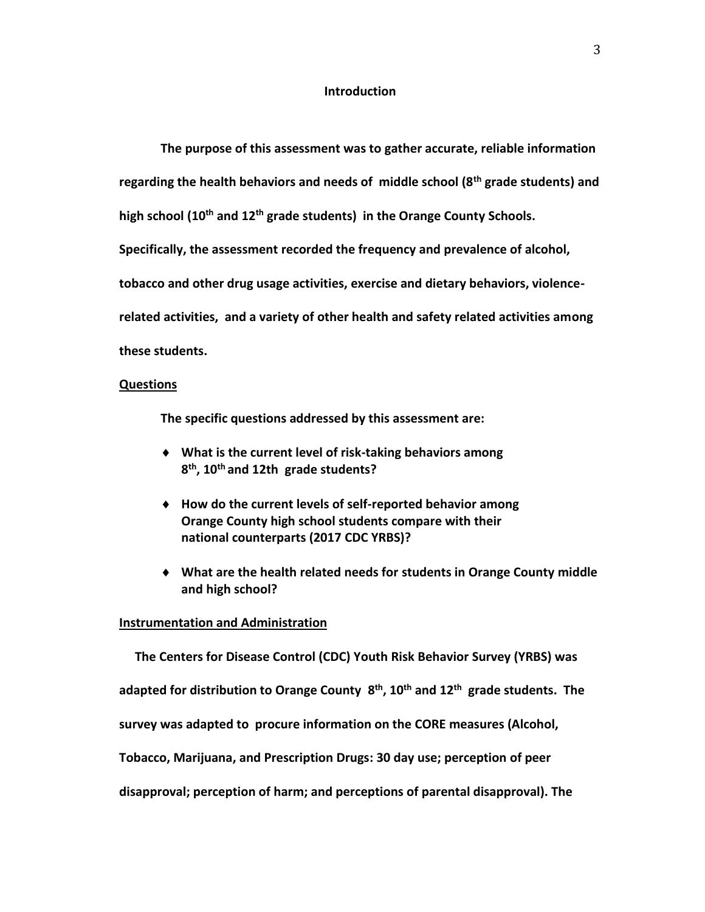## Introduction

**The purpose of this assessment was to gather accurate, reliable information regarding the health behaviors and needs of middle school (8th grade students) and high school (10th and 12th grade students) in the Orange County Schools. Specifically, the assessment recorded the frequency and prevalence of alcohol, tobacco and other drug usage activities, exercise and dietary behaviors, violence-related activities, and a variety of other health and safety related activities among these students.**

### Questions

**The specific questions addressed by this assessment are:**

- **What is the current level of risk-taking behaviors among 8th, 10th and 12th grade students?**
- **How do the current levels of self-reported behavior among Orange County high school students compare with their national counterparts (2017 CDC YRBS)?**
- **What are the health related needs for students in Orange County middle and high school?**

### Instrumentation and Administration

**The Centers for Disease Control (CDC) Youth Risk Behavior Survey (YRBS) was adapted for distribution to Orange County 8th, 10th and 12th grade students. The survey was adapted to procure information on the CORE measures (Alcohol, Tobacco, Marijuana, and Prescription Drugs: 30 day use; perception of peer disapproval; perception of harm; and perceptions of parental disapproval). The**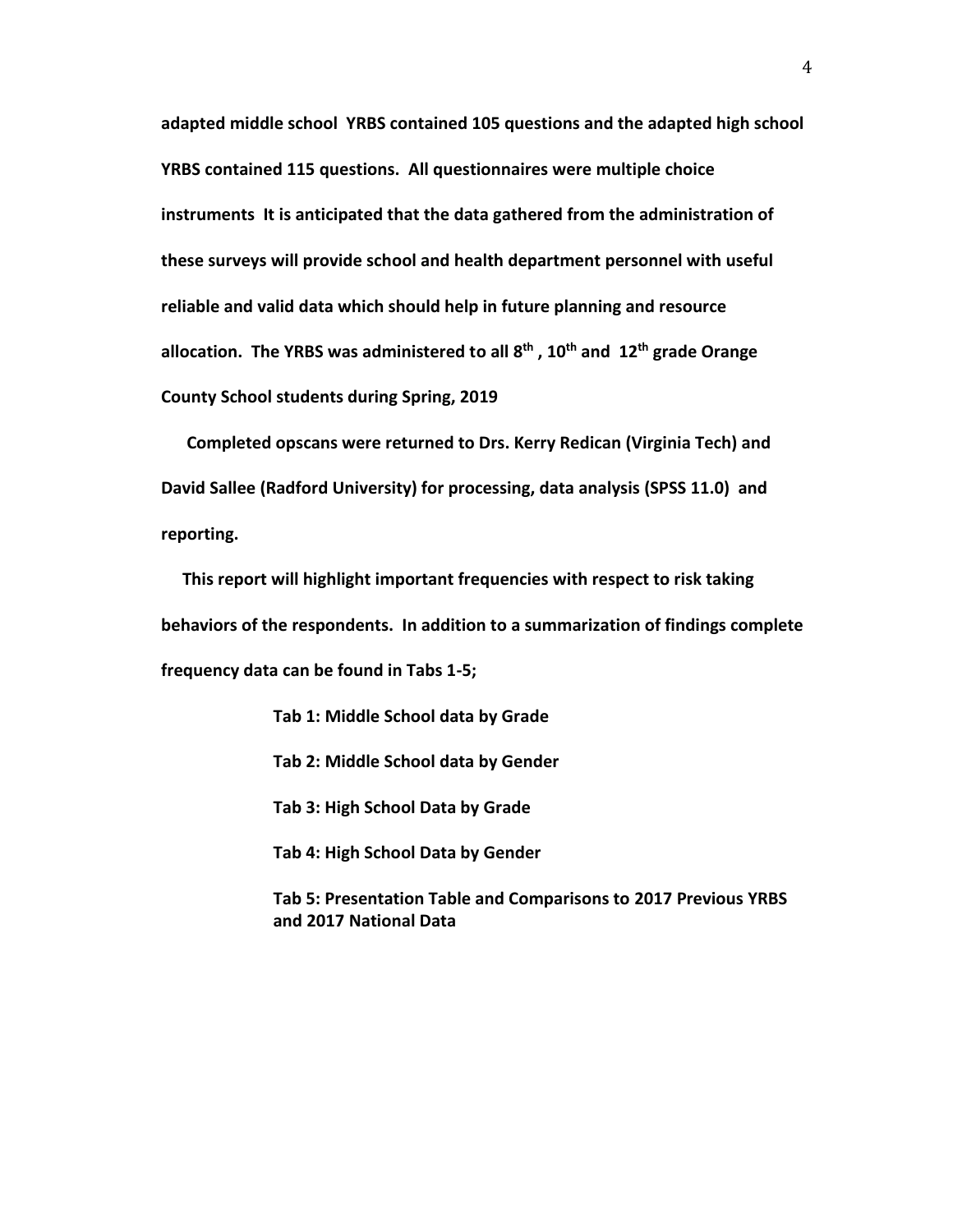**adapted middle school YRBS contained 105 questions and the adapted high school YRBS contained 115 questions. All questionnaires were multiple choice instruments It is anticipated that the data gathered from the administration of these surveys will provide school and health department personnel with useful reliable and valid data which should help in future planning and resource allocation. The YRBS was administered to all 8th , 10th and 12th grade Orange County School students during Spring, 2019**

**Completed opscans were returned to Drs. Kerry Redican (Virginia Tech) and David Sallee (Radford University) for processing, data analysis (SPSS 11.0) and reporting.**

**This report will highlight important frequencies with respect to risk taking behaviors of the respondents. In addition to a summarization of findings complete frequency data can be found in Tabs 1-5;**

**Tab 1: Middle School data by Grade**

**Tab 2: Middle School data by Gender**

**Tab 3: High School Data by Grade**

**Tab 4: High School Data by Gender**

**Tab 5: Presentation Table and Comparisons to 2017 Previous YRBS and 2017 National Data**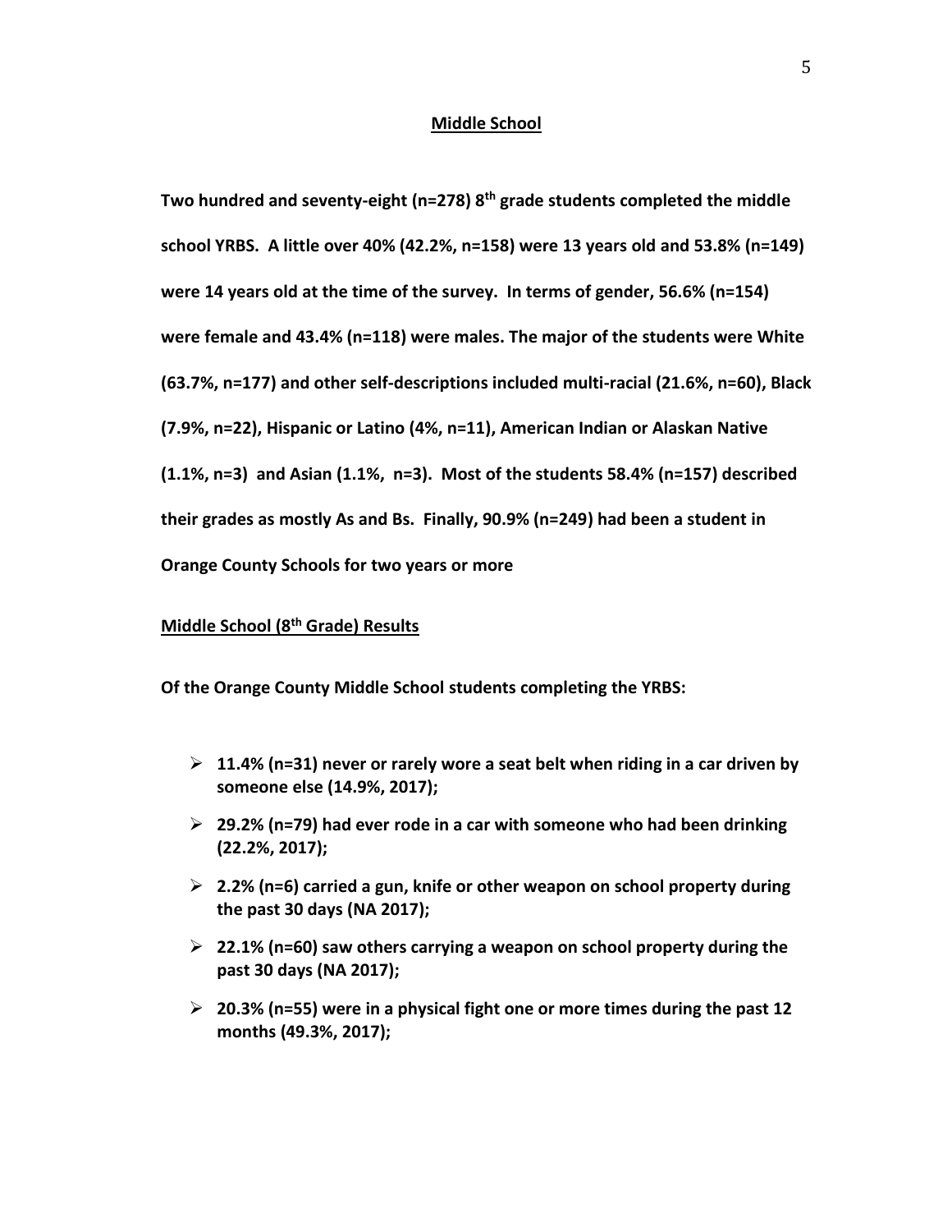## Middle School

**Two hundred and seventy-eight (n=278) 8th grade students completed the middle school YRBS. A little over 40% (42.2%, n=158) were 13 years old and 53.8% (n=149) were 14 years old at the time of the survey. In terms of gender, 56.6% (n=154) were female and 43.4% (n=118) were males. The major of the students were White (63.7%, n=177) and other self-descriptions included multi-racial (21.6%, n=60), Black (7.9%, n=22), Hispanic or Latino (4%, n=11), American Indian or Alaskan Native (1.1%, n=3) and Asian (1.1%, n=3). Most of the students 58.4% (n=157) described their grades as mostly As and Bs. Finally, 90.9% (n=249) had been a student in Orange County Schools for two years or more**

### Middle School (8th Grade) Results

**Of the Orange County Middle School students completing the YRBS:**

- **11.4% (n=31) never or rarely wore a seat belt when riding in a car driven by someone else (14.9%, 2017);**
- **29.2% (n=79) had ever rode in a car with someone who had been drinking (22.2%, 2017);**
- **2.2% (n=6) carried a gun, knife or other weapon on school property during the past 30 days (NA 2017);**
- **22.1% (n=60) saw others carrying a weapon on school property during the past 30 days (NA 2017);**
- **20.3% (n=55) were in a physical fight one or more times during the past 12 months (49.3%, 2017);**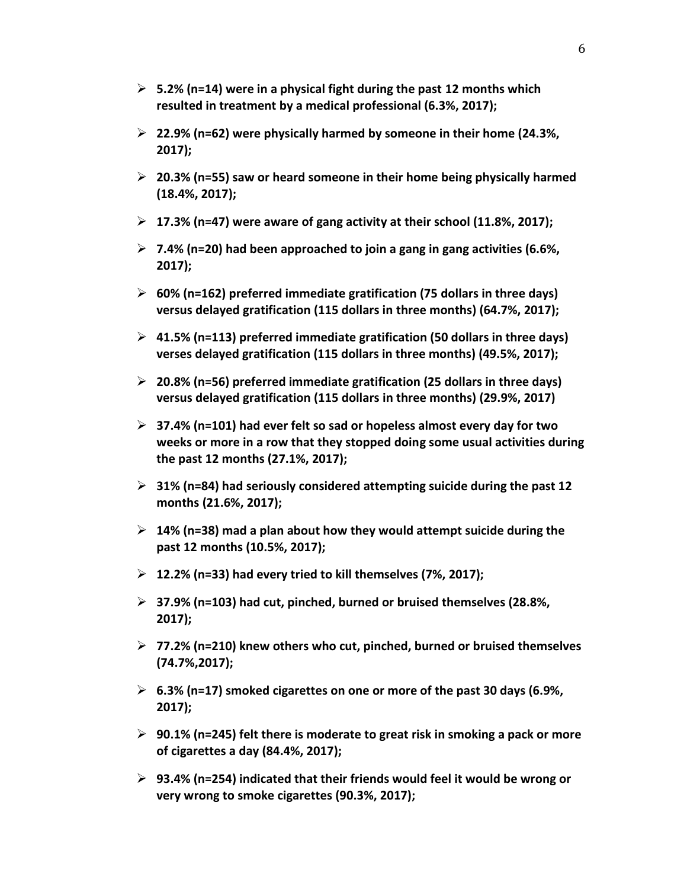- **5.2% (n=14) were in a physical fight during the past 12 months which resulted in treatment by a medical professional (6.3%, 2017);**
- **22.9% (n=62) were physically harmed by someone in their home (24.3%, 2017);**
- **20.3% (n=55) saw or heard someone in their home being physically harmed (18.4%, 2017);**
- **17.3% (n=47) were aware of gang activity at their school (11.8%, 2017);**
- **7.4% (n=20) had been approached to join a gang in gang activities (6.6%, 2017);**
- **60% (n=162) preferred immediate gratification (75 dollars in three days) versus delayed gratification (115 dollars in three months) (64.7%, 2017);**
- **41.5% (n=113) preferred immediate gratification (50 dollars in three days) verses delayed gratification (115 dollars in three months) (49.5%, 2017);**
- **20.8% (n=56) preferred immediate gratification (25 dollars in three days) versus delayed gratification (115 dollars in three months) (29.9%, 2017)**
- **37.4% (n=101) had ever felt so sad or hopeless almost every day for two weeks or more in a row that they stopped doing some usual activities during the past 12 months (27.1%, 2017);**
- **31% (n=84) had seriously considered attempting suicide during the past 12 months (21.6%, 2017);**
- **14% (n=38) mad a plan about how they would attempt suicide during the past 12 months (10.5%, 2017);**
- **12.2% (n=33) had every tried to kill themselves (7%, 2017);**
- **37.9% (n=103) had cut, pinched, burned or bruised themselves (28.8%, 2017);**
- **77.2% (n=210) knew others who cut, pinched, burned or bruised themselves (74.7%,2017);**
- **6.3% (n=17) smoked cigarettes on one or more of the past 30 days (6.9%, 2017);**
- **90.1% (n=245) felt there is moderate to great risk in smoking a pack or more of cigarettes a day (84.4%, 2017);**
- **93.4% (n=254) indicated that their friends would feel it would be wrong or very wrong to smoke cigarettes (90.3%, 2017);**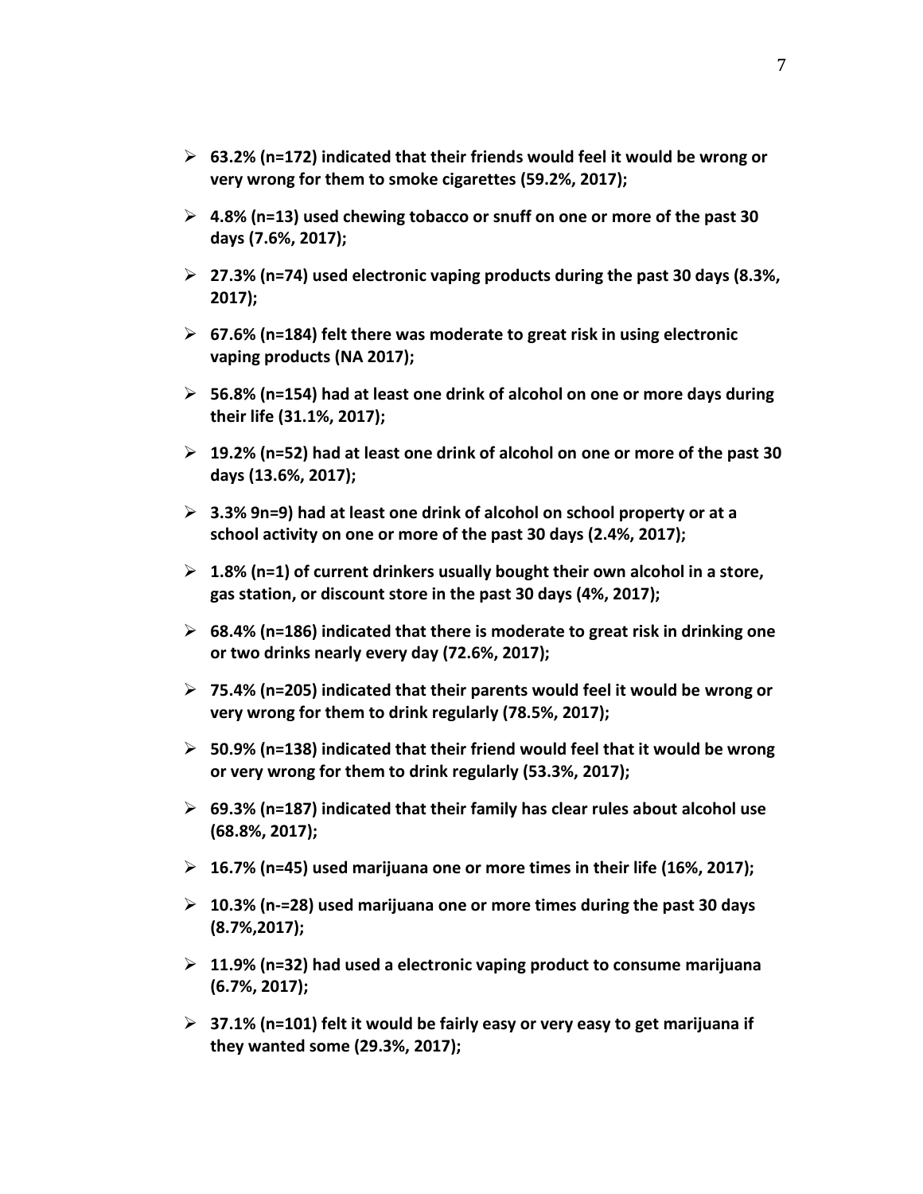- **63.2% (n=172) indicated that their friends would feel it would be wrong or very wrong for them to smoke cigarettes (59.2%, 2017);**
- **4.8% (n=13) used chewing tobacco or snuff on one or more of the past 30 days (7.6%, 2017);**
- **27.3% (n=74) used electronic vaping products during the past 30 days (8.3%, 2017);**
- **67.6% (n=184) felt there was moderate to great risk in using electronic vaping products (NA 2017);**
- **56.8% (n=154) had at least one drink of alcohol on one or more days during their life (31.1%, 2017);**
- **19.2% (n=52) had at least one drink of alcohol on one or more of the past 30 days (13.6%, 2017);**
- **3.3% 9n=9) had at least one drink of alcohol on school property or at a school activity on one or more of the past 30 days (2.4%, 2017);**
- **1.8% (n=1) of current drinkers usually bought their own alcohol in a store, gas station, or discount store in the past 30 days (4%, 2017);**
- **68.4% (n=186) indicated that there is moderate to great risk in drinking one or two drinks nearly every day (72.6%, 2017);**
- **75.4% (n=205) indicated that their parents would feel it would be wrong or very wrong for them to drink regularly (78.5%, 2017);**
- **50.9% (n=138) indicated that their friend would feel that it would be wrong or very wrong for them to drink regularly (53.3%, 2017);**
- **69.3% (n=187) indicated that their family has clear rules about alcohol use (68.8%, 2017);**
- **16.7% (n=45) used marijuana one or more times in their life (16%, 2017);**
- **10.3% (n-=28) used marijuana one or more times during the past 30 days (8.7%,2017);**
- **11.9% (n=32) had used a electronic vaping product to consume marijuana (6.7%, 2017);**
- **37.1% (n=101) felt it would be fairly easy or very easy to get marijuana if they wanted some (29.3%, 2017);**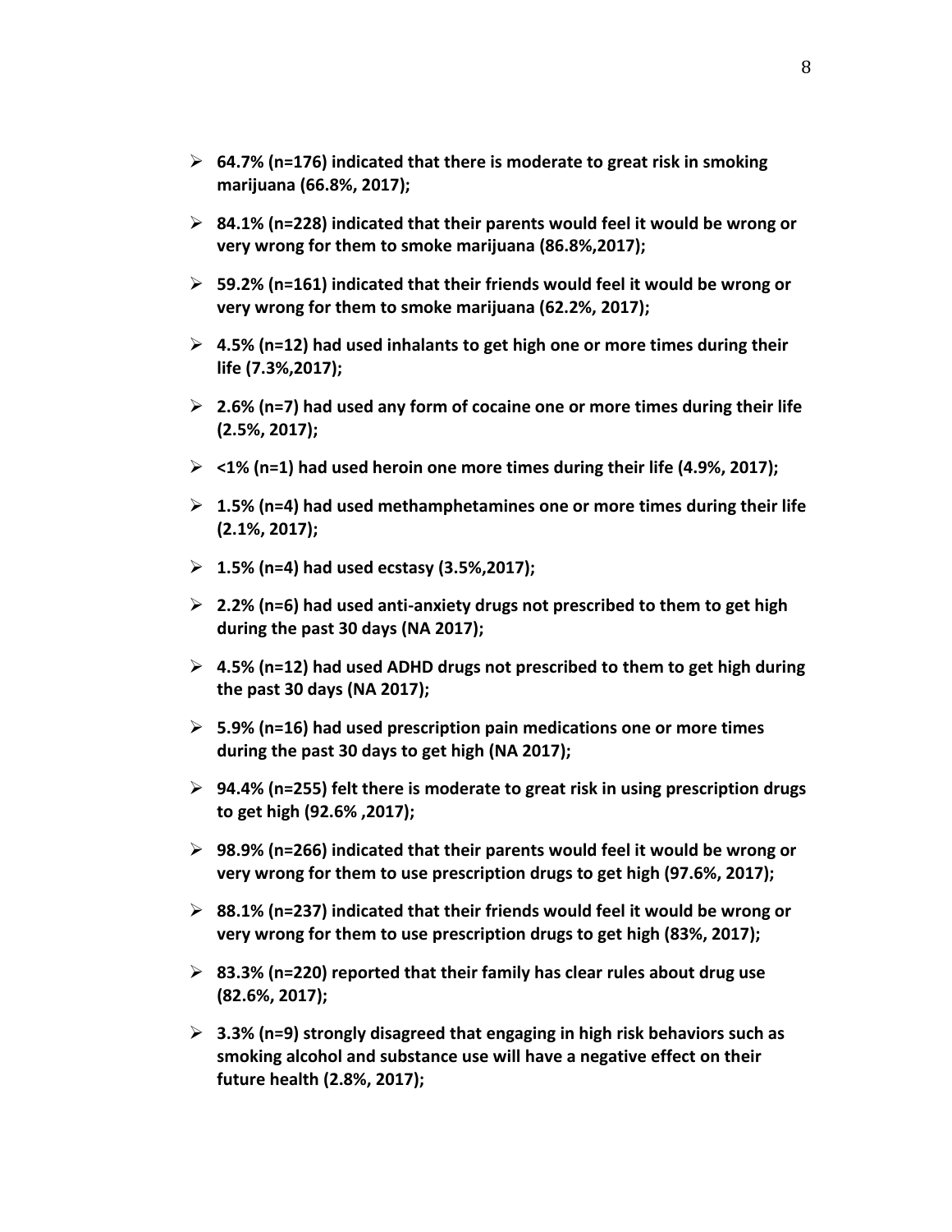- **64.7% (n=176) indicated that there is moderate to great risk in smoking marijuana (66.8%, 2017);**
- **84.1% (n=228) indicated that their parents would feel it would be wrong or very wrong for them to smoke marijuana (86.8%,2017);**
- **59.2% (n=161) indicated that their friends would feel it would be wrong or very wrong for them to smoke marijuana (62.2%, 2017);**
- **4.5% (n=12) had used inhalants to get high one or more times during their life (7.3%,2017);**
- **2.6% (n=7) had used any form of cocaine one or more times during their life (2.5%, 2017);**
- **<1% (n=1) had used heroin one more times during their life (4.9%, 2017);**
- **1.5% (n=4) had used methamphetamines one or more times during their life (2.1%, 2017);**
- **1.5% (n=4) had used ecstasy (3.5%,2017);**
- **2.2% (n=6) had used anti-anxiety drugs not prescribed to them to get high during the past 30 days (NA 2017);**
- **4.5% (n=12) had used ADHD drugs not prescribed to them to get high during the past 30 days (NA 2017);**
- **5.9% (n=16) had used prescription pain medications one or more times during the past 30 days to get high (NA 2017);**
- **94.4% (n=255) felt there is moderate to great risk in using prescription drugs to get high (92.6% ,2017);**
- **98.9% (n=266) indicated that their parents would feel it would be wrong or very wrong for them to use prescription drugs to get high (97.6%, 2017);**
- **88.1% (n=237) indicated that their friends would feel it would be wrong or very wrong for them to use prescription drugs to get high (83%, 2017);**
- **83.3% (n=220) reported that their family has clear rules about drug use (82.6%, 2017);**
- **3.3% (n=9) strongly disagreed that engaging in high risk behaviors such as smoking alcohol and substance use will have a negative effect on their future health (2.8%, 2017);**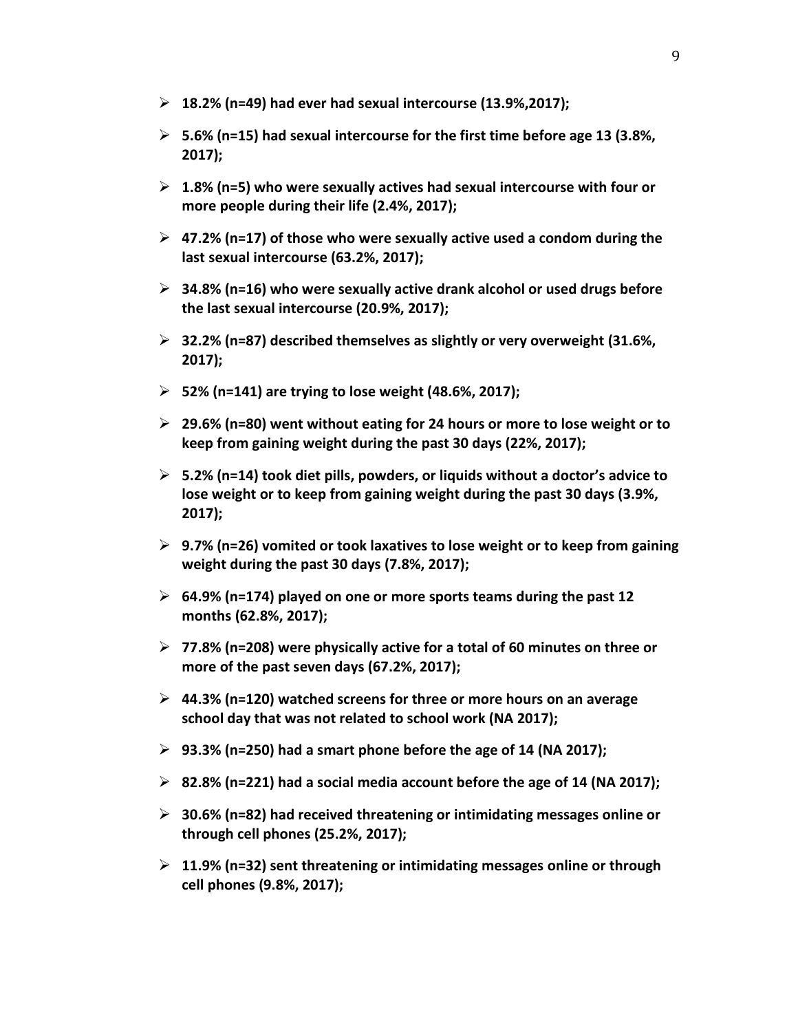- **18.2% (n=49) had ever had sexual intercourse (13.9%,2017);**
- **5.6% (n=15) had sexual intercourse for the first time before age 13 (3.8%, 2017);**
- **1.8% (n=5) who were sexually actives had sexual intercourse with four or more people during their life (2.4%, 2017);**
- **47.2% (n=17) of those who were sexually active used a condom during the last sexual intercourse (63.2%, 2017);**
- **34.8% (n=16) who were sexually active drank alcohol or used drugs before the last sexual intercourse (20.9%, 2017);**
- **32.2% (n=87) described themselves as slightly or very overweight (31.6%, 2017);**
- **52% (n=141) are trying to lose weight (48.6%, 2017);**
- **29.6% (n=80) went without eating for 24 hours or more to lose weight or to keep from gaining weight during the past 30 days (22%, 2017);**
- **5.2% (n=14) took diet pills, powders, or liquids without a doctor's advice to lose weight or to keep from gaining weight during the past 30 days (3.9%, 2017);**
- **9.7% (n=26) vomited or took laxatives to lose weight or to keep from gaining weight during the past 30 days (7.8%, 2017);**
- **64.9% (n=174) played on one or more sports teams during the past 12 months (62.8%, 2017);**
- **77.8% (n=208) were physically active for a total of 60 minutes on three or more of the past seven days (67.2%, 2017);**
- **44.3% (n=120) watched screens for three or more hours on an average school day that was not related to school work (NA 2017);**
- **93.3% (n=250) had a smart phone before the age of 14 (NA 2017);**
- **82.8% (n=221) had a social media account before the age of 14 (NA 2017);**
- **30.6% (n=82) had received threatening or intimidating messages online or through cell phones (25.2%, 2017);**
- **11.9% (n=32) sent threatening or intimidating messages online or through cell phones (9.8%, 2017);**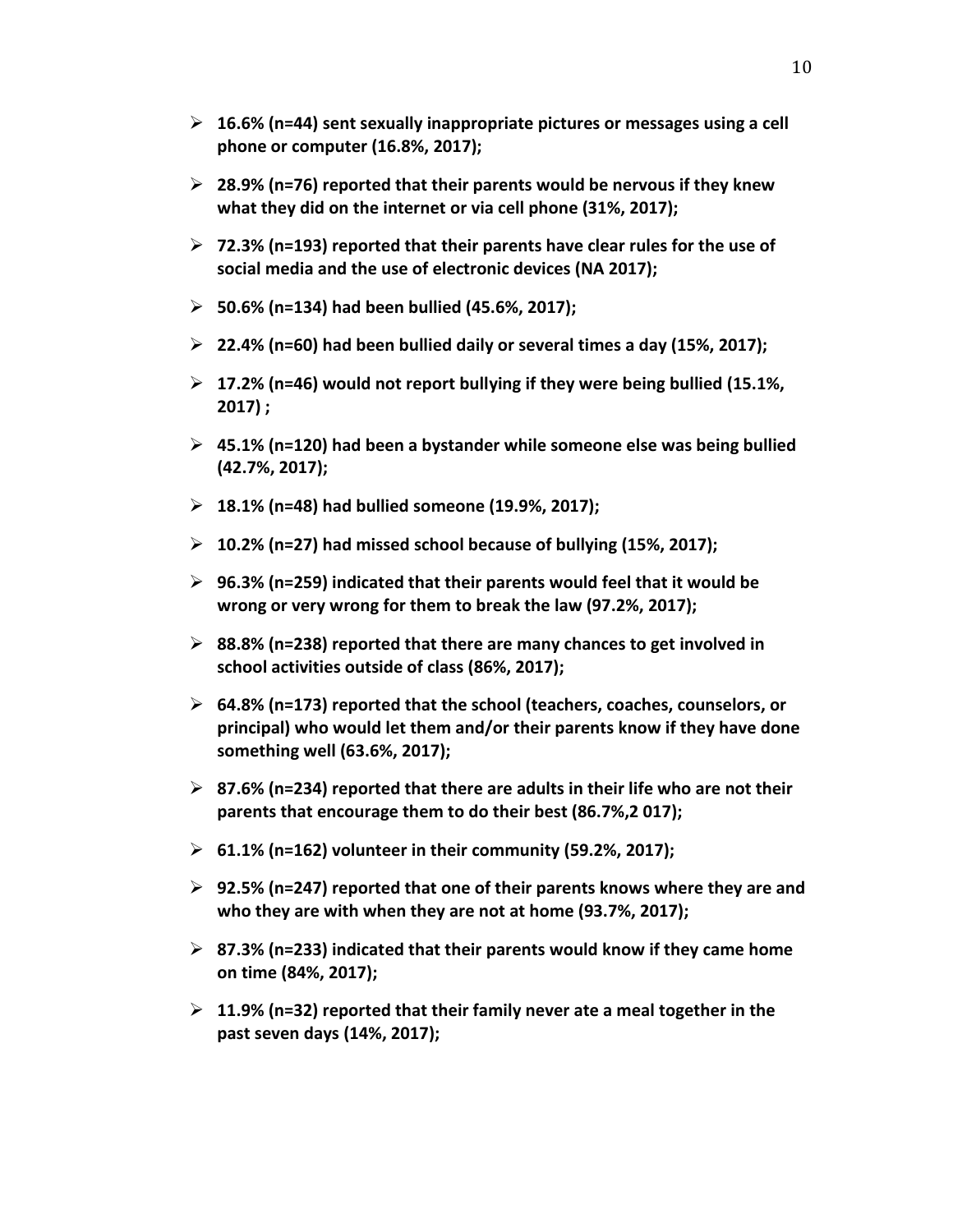- **16.6% (n=44) sent sexually inappropriate pictures or messages using a cell phone or computer (16.8%, 2017);**
- **28.9% (n=76) reported that their parents would be nervous if they knew what they did on the internet or via cell phone (31%, 2017);**
- **72.3% (n=193) reported that their parents have clear rules for the use of social media and the use of electronic devices (NA 2017);**
- **50.6% (n=134) had been bullied (45.6%, 2017);**
- **22.4% (n=60) had been bullied daily or several times a day (15%, 2017);**
- **17.2% (n=46) would not report bullying if they were being bullied (15.1%, 2017) ;**
- **45.1% (n=120) had been a bystander while someone else was being bullied (42.7%, 2017);**
- **18.1% (n=48) had bullied someone (19.9%, 2017);**
- **10.2% (n=27) had missed school because of bullying (15%, 2017);**
- **96.3% (n=259) indicated that their parents would feel that it would be wrong or very wrong for them to break the law (97.2%, 2017);**
- **88.8% (n=238) reported that there are many chances to get involved in school activities outside of class (86%, 2017);**
- **64.8% (n=173) reported that the school (teachers, coaches, counselors, or principal) who would let them and/or their parents know if they have done something well (63.6%, 2017);**
- **87.6% (n=234) reported that there are adults in their life who are not their parents that encourage them to do their best (86.7%,2 017);**
- **61.1% (n=162) volunteer in their community (59.2%, 2017);**
- **92.5% (n=247) reported that one of their parents knows where they are and who they are with when they are not at home (93.7%, 2017);**
- **87.3% (n=233) indicated that their parents would know if they came home on time (84%, 2017);**
- **11.9% (n=32) reported that their family never ate a meal together in the past seven days (14%, 2017);**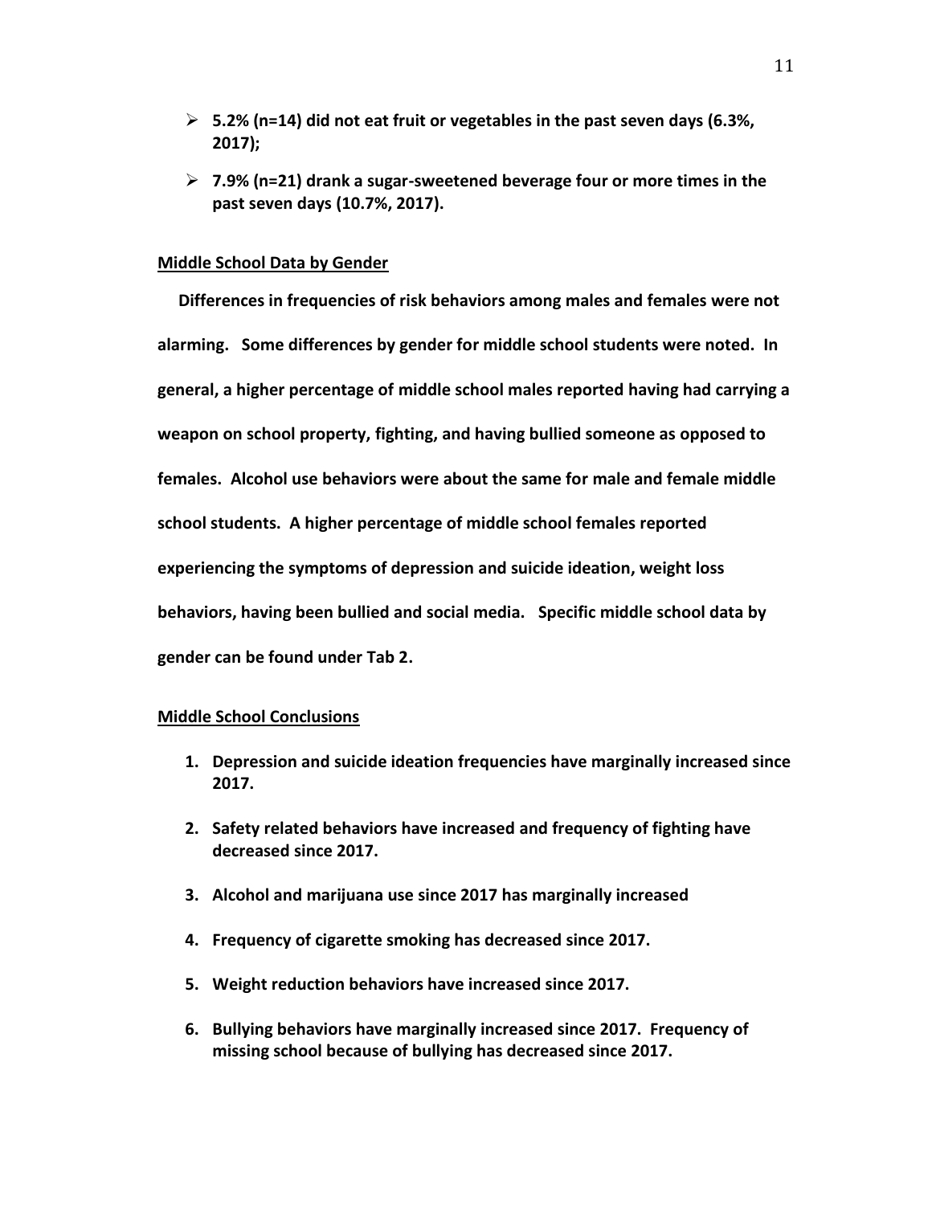- **5.2% (n=14) did not eat fruit or vegetables in the past seven days (6.3%, 2017);**
- **7.9% (n=21) drank a sugar-sweetened beverage four or more times in the past seven days (10.7%, 2017).**

## Middle School Data by Gender

**Differences in frequencies of risk behaviors among males and females were not alarming. Some differences by gender for middle school students were noted. In general, a higher percentage of middle school males reported having had carrying a weapon on school property, fighting, and having bullied someone as opposed to females. Alcohol use behaviors were about the same for male and female middle school students. A higher percentage of middle school females reported experiencing the symptoms of depression and suicide ideation, weight loss behaviors, having been bullied and social media. Specific middle school data by gender can be found under Tab 2.**

## Middle School Conclusions

1. **Depression and suicide ideation frequencies have marginally increased since 2017.**
2. **Safety related behaviors have increased and frequency of fighting have decreased since 2017.**
3. **Alcohol and marijuana use since 2017 has marginally increased**
4. **Frequency of cigarette smoking has decreased since 2017.**
5. **Weight reduction behaviors have increased since 2017.**
6. **Bullying behaviors have marginally increased since 2017. Frequency of missing school because of bullying has decreased since 2017.**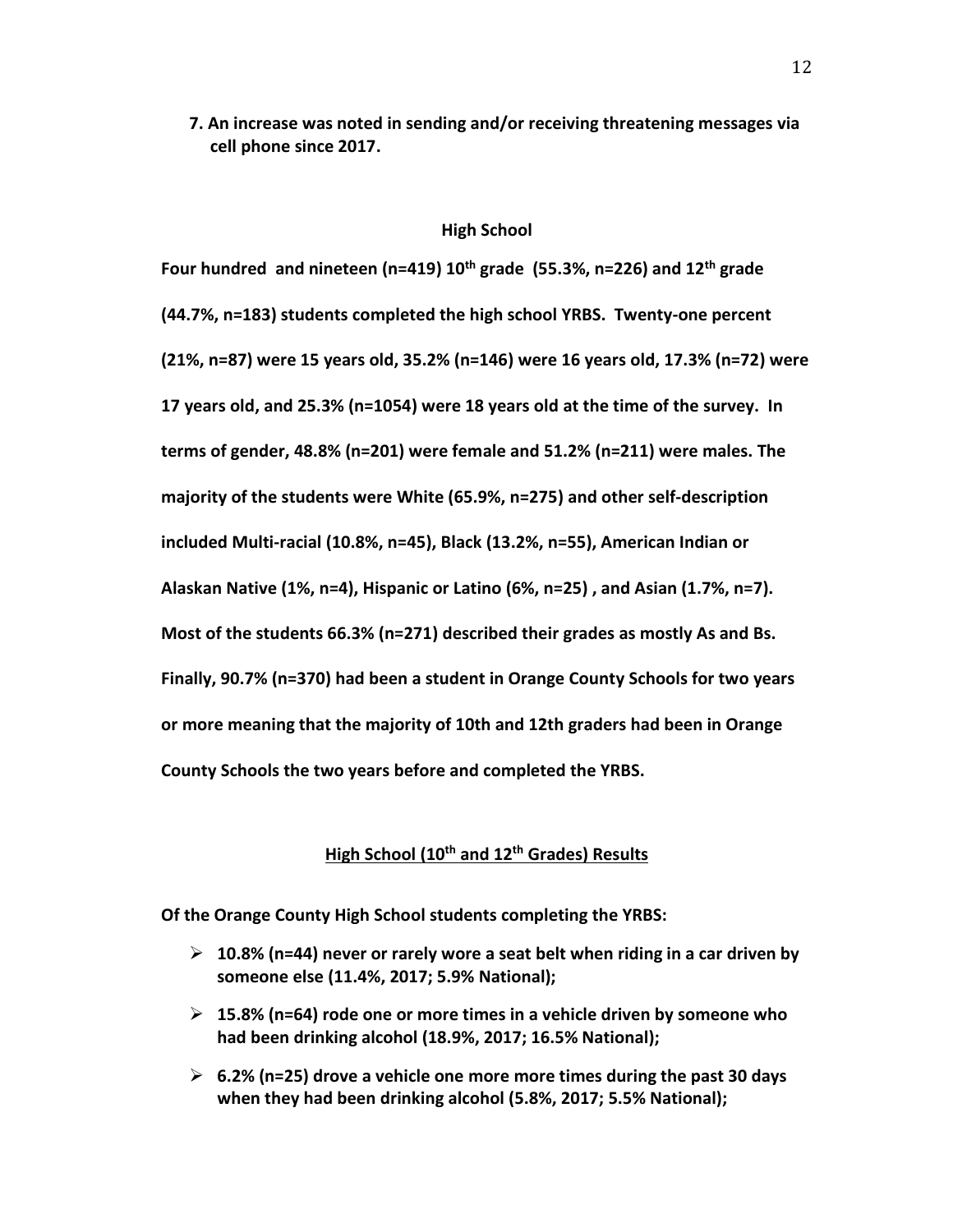**7. An increase was noted in sending and/or receiving threatening messages via cell phone since 2017.**

### High School

**Four hundred and nineteen (n=419) 10th grade (55.3%, n=226) and 12th grade (44.7%, n=183) students completed the high school YRBS. Twenty-one percent (21%, n=87) were 15 years old, 35.2% (n=146) were 16 years old, 17.3% (n=72) were 17 years old, and 25.3% (n=1054) were 18 years old at the time of the survey. In terms of gender, 48.8% (n=201) were female and 51.2% (n=211) were males. The majority of the students were White (65.9%, n=275) and other self-description included Multi-racial (10.8%, n=45), Black (13.2%, n=55), American Indian or Alaskan Native (1%, n=4), Hispanic or Latino (6%, n=25) , and Asian (1.7%, n=7). Most of the students 66.3% (n=271) described their grades as mostly As and Bs. Finally, 90.7% (n=370) had been a student in Orange County Schools for two years or more meaning that the majority of 10th and 12th graders had been in Orange County Schools the two years before and completed the YRBS.**

### High School (10th and 12th Grades) Results

**Of the Orange County High School students completing the YRBS:**

- **10.8% (n=44) never or rarely wore a seat belt when riding in a car driven by someone else (11.4%, 2017; 5.9% National);**
- **15.8% (n=64) rode one or more times in a vehicle driven by someone who had been drinking alcohol (18.9%, 2017; 16.5% National);**
- **6.2% (n=25) drove a vehicle one more more times during the past 30 days when they had been drinking alcohol (5.8%, 2017; 5.5% National);**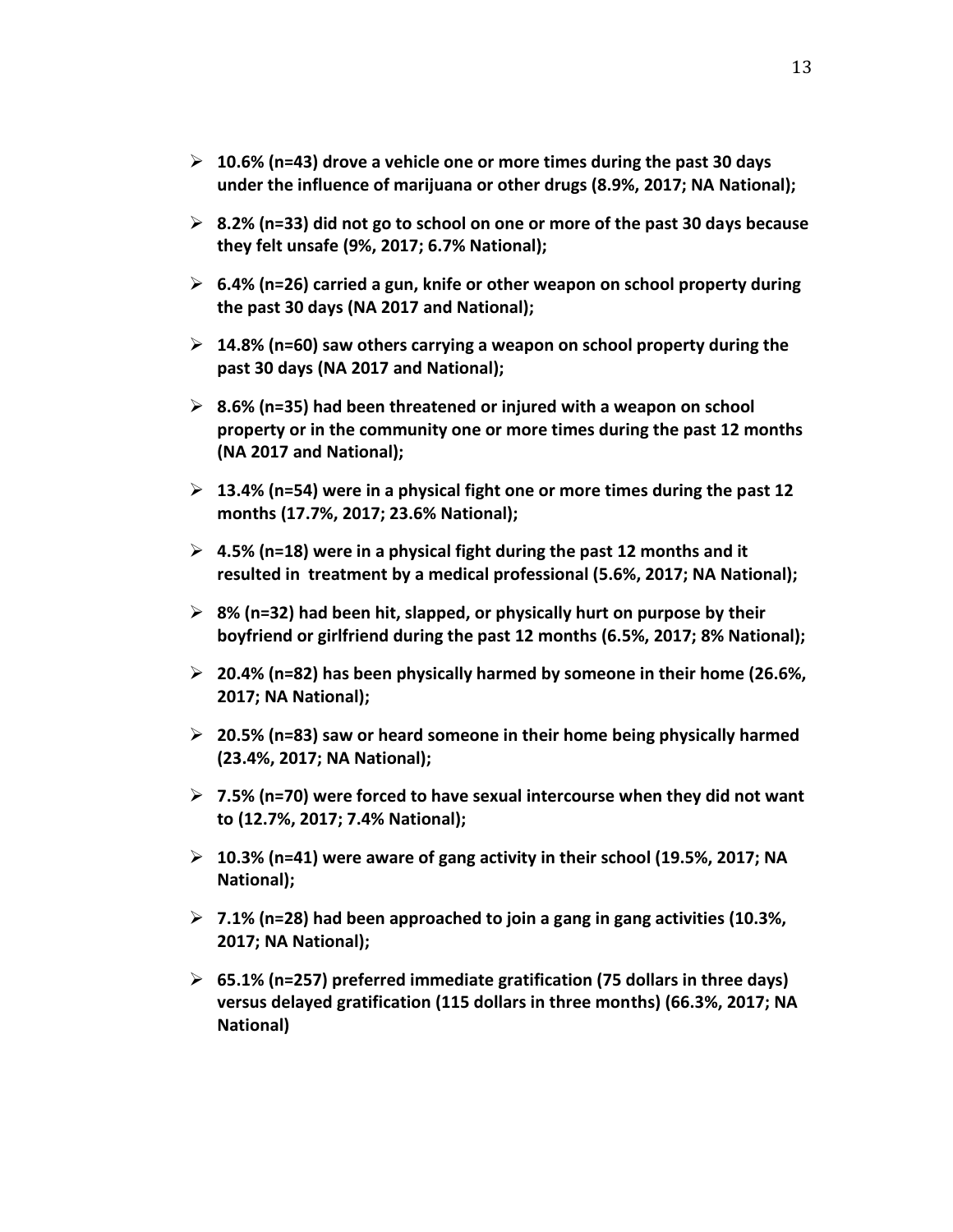- **10.6% (n=43) drove a vehicle one or more times during the past 30 days under the influence of marijuana or other drugs (8.9%, 2017; NA National);**
- **8.2% (n=33) did not go to school on one or more of the past 30 days because they felt unsafe (9%, 2017; 6.7% National);**
- **6.4% (n=26) carried a gun, knife or other weapon on school property during the past 30 days (NA 2017 and National);**
- **14.8% (n=60) saw others carrying a weapon on school property during the past 30 days (NA 2017 and National);**
- **8.6% (n=35) had been threatened or injured with a weapon on school property or in the community one or more times during the past 12 months (NA 2017 and National);**
- **13.4% (n=54) were in a physical fight one or more times during the past 12 months (17.7%, 2017; 23.6% National);**
- **4.5% (n=18) were in a physical fight during the past 12 months and it resulted in treatment by a medical professional (5.6%, 2017; NA National);**
- **8% (n=32) had been hit, slapped, or physically hurt on purpose by their boyfriend or girlfriend during the past 12 months (6.5%, 2017; 8% National);**
- **20.4% (n=82) has been physically harmed by someone in their home (26.6%, 2017; NA National);**
- **20.5% (n=83) saw or heard someone in their home being physically harmed (23.4%, 2017; NA National);**
- **7.5% (n=70) were forced to have sexual intercourse when they did not want to (12.7%, 2017; 7.4% National);**
- **10.3% (n=41) were aware of gang activity in their school (19.5%, 2017; NA National);**
- **7.1% (n=28) had been approached to join a gang in gang activities (10.3%, 2017; NA National);**
- **65.1% (n=257) preferred immediate gratification (75 dollars in three days) versus delayed gratification (115 dollars in three months) (66.3%, 2017; NA National)**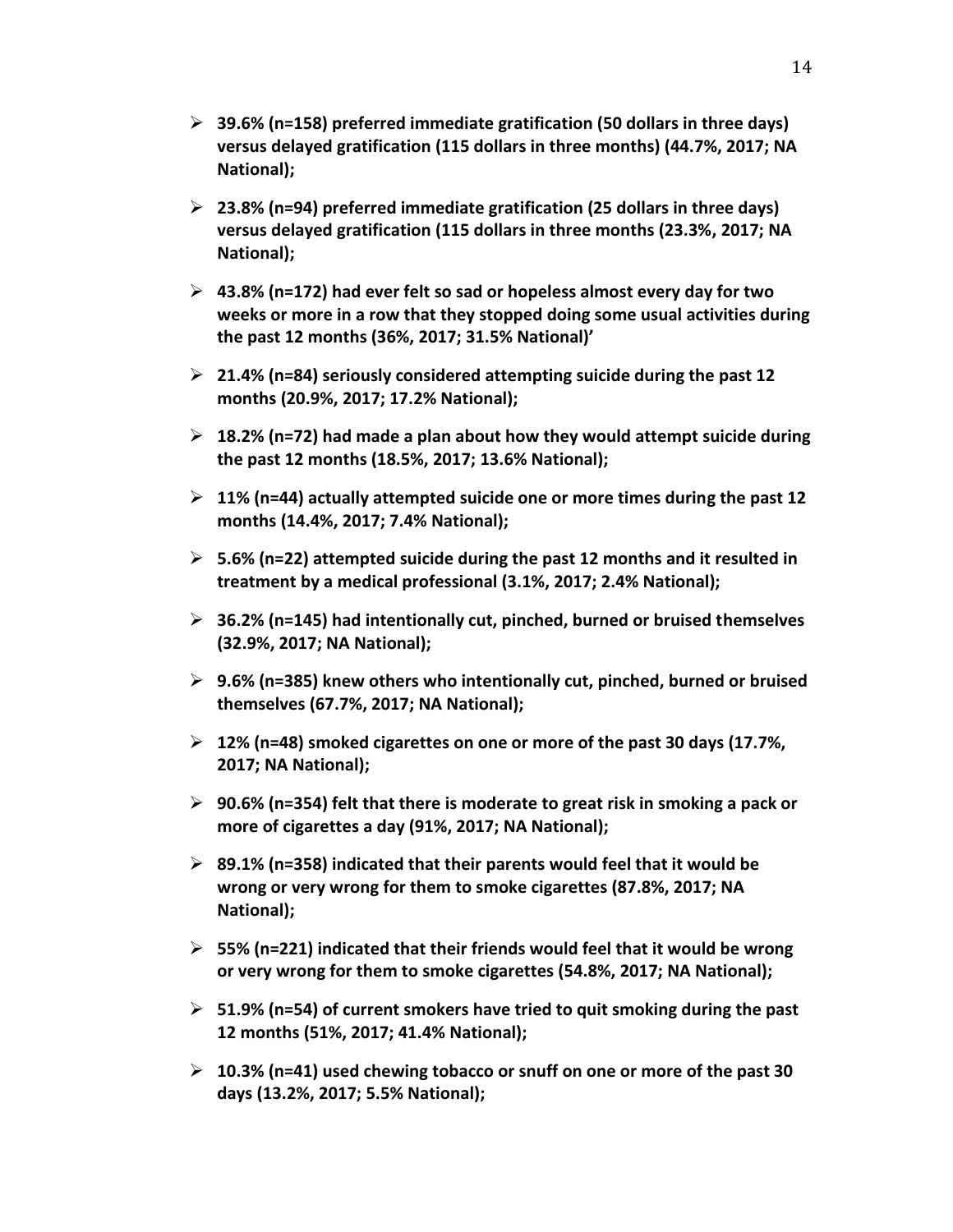- **39.6% (n=158) preferred immediate gratification (50 dollars in three days) versus delayed gratification (115 dollars in three months) (44.7%, 2017; NA National);**
- **23.8% (n=94) preferred immediate gratification (25 dollars in three days) versus delayed gratification (115 dollars in three months (23.3%, 2017; NA National);**
- **43.8% (n=172) had ever felt so sad or hopeless almost every day for two weeks or more in a row that they stopped doing some usual activities during the past 12 months (36%, 2017; 31.5% National)'**
- **21.4% (n=84) seriously considered attempting suicide during the past 12 months (20.9%, 2017; 17.2% National);**
- **18.2% (n=72) had made a plan about how they would attempt suicide during the past 12 months (18.5%, 2017; 13.6% National);**
- **11% (n=44) actually attempted suicide one or more times during the past 12 months (14.4%, 2017; 7.4% National);**
- **5.6% (n=22) attempted suicide during the past 12 months and it resulted in treatment by a medical professional (3.1%, 2017; 2.4% National);**
- **36.2% (n=145) had intentionally cut, pinched, burned or bruised themselves (32.9%, 2017; NA National);**
- **9.6% (n=385) knew others who intentionally cut, pinched, burned or bruised themselves (67.7%, 2017; NA National);**
- **12% (n=48) smoked cigarettes on one or more of the past 30 days (17.7%, 2017; NA National);**
- **90.6% (n=354) felt that there is moderate to great risk in smoking a pack or more of cigarettes a day (91%, 2017; NA National);**
- **89.1% (n=358) indicated that their parents would feel that it would be wrong or very wrong for them to smoke cigarettes (87.8%, 2017; NA National);**
- **55% (n=221) indicated that their friends would feel that it would be wrong or very wrong for them to smoke cigarettes (54.8%, 2017; NA National);**
- **51.9% (n=54) of current smokers have tried to quit smoking during the past 12 months (51%, 2017; 41.4% National);**
- **10.3% (n=41) used chewing tobacco or snuff on one or more of the past 30 days (13.2%, 2017; 5.5% National);**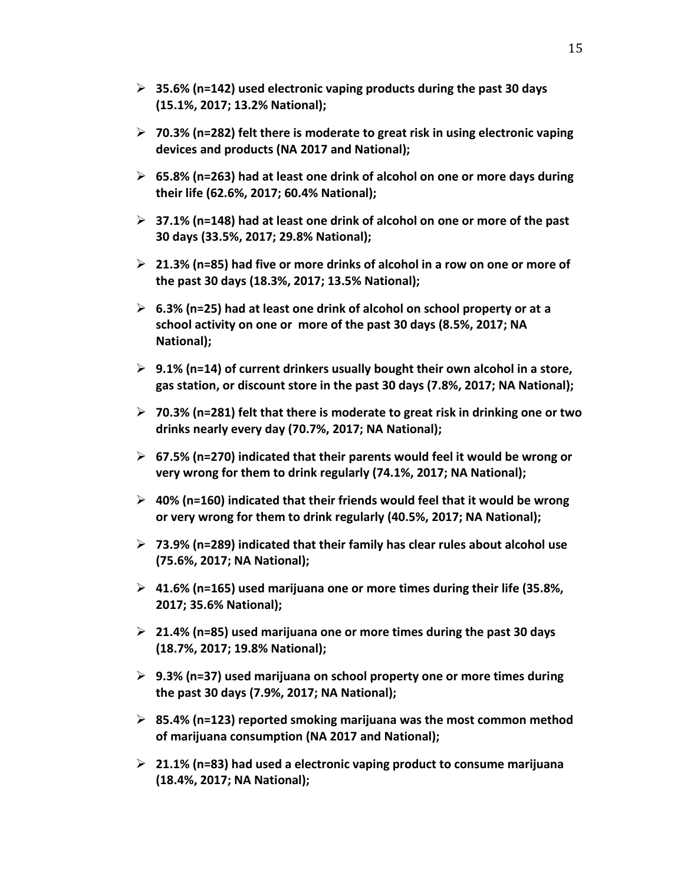- **35.6% (n=142) used electronic vaping products during the past 30 days (15.1%, 2017; 13.2% National);**
- **70.3% (n=282) felt there is moderate to great risk in using electronic vaping devices and products (NA 2017 and National);**
- **65.8% (n=263) had at least one drink of alcohol on one or more days during their life (62.6%, 2017; 60.4% National);**
- **37.1% (n=148) had at least one drink of alcohol on one or more of the past 30 days (33.5%, 2017; 29.8% National);**
- **21.3% (n=85) had five or more drinks of alcohol in a row on one or more of the past 30 days (18.3%, 2017; 13.5% National);**
- **6.3% (n=25) had at least one drink of alcohol on school property or at a school activity on one or more of the past 30 days (8.5%, 2017; NA National);**
- **9.1% (n=14) of current drinkers usually bought their own alcohol in a store, gas station, or discount store in the past 30 days (7.8%, 2017; NA National);**
- **70.3% (n=281) felt that there is moderate to great risk in drinking one or two drinks nearly every day (70.7%, 2017; NA National);**
- **67.5% (n=270) indicated that their parents would feel it would be wrong or very wrong for them to drink regularly (74.1%, 2017; NA National);**
- **40% (n=160) indicated that their friends would feel that it would be wrong or very wrong for them to drink regularly (40.5%, 2017; NA National);**
- **73.9% (n=289) indicated that their family has clear rules about alcohol use (75.6%, 2017; NA National);**
- **41.6% (n=165) used marijuana one or more times during their life (35.8%, 2017; 35.6% National);**
- **21.4% (n=85) used marijuana one or more times during the past 30 days (18.7%, 2017; 19.8% National);**
- **9.3% (n=37) used marijuana on school property one or more times during the past 30 days (7.9%, 2017; NA National);**
- **85.4% (n=123) reported smoking marijuana was the most common method of marijuana consumption (NA 2017 and National);**
- **21.1% (n=83) had used a electronic vaping product to consume marijuana (18.4%, 2017; NA National);**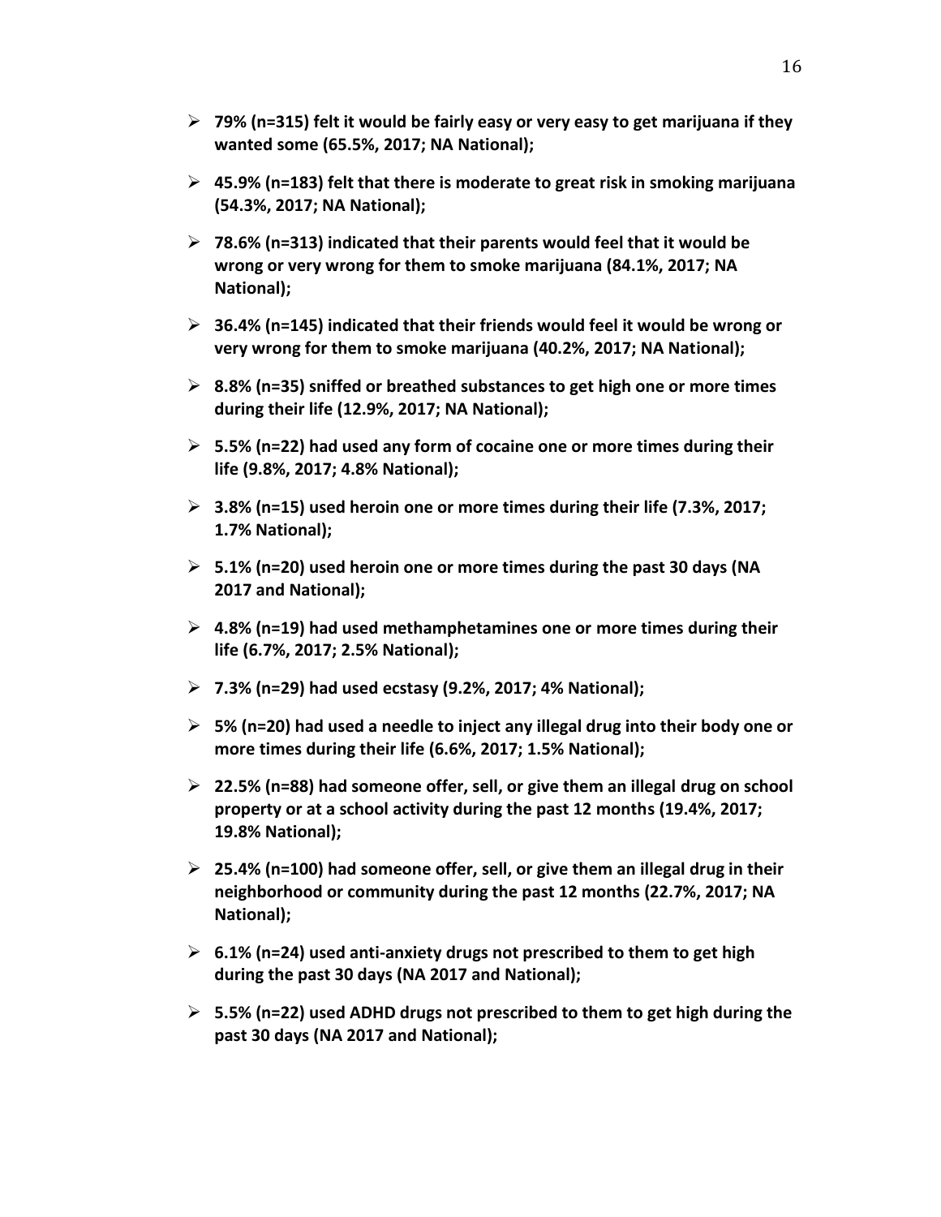- **79% (n=315) felt it would be fairly easy or very easy to get marijuana if they wanted some (65.5%, 2017; NA National);**
- **45.9% (n=183) felt that there is moderate to great risk in smoking marijuana (54.3%, 2017; NA National);**
- **78.6% (n=313) indicated that their parents would feel that it would be wrong or very wrong for them to smoke marijuana (84.1%, 2017; NA National);**
- **36.4% (n=145) indicated that their friends would feel it would be wrong or very wrong for them to smoke marijuana (40.2%, 2017; NA National);**
- **8.8% (n=35) sniffed or breathed substances to get high one or more times during their life (12.9%, 2017; NA National);**
- **5.5% (n=22) had used any form of cocaine one or more times during their life (9.8%, 2017; 4.8% National);**
- **3.8% (n=15) used heroin one or more times during their life (7.3%, 2017; 1.7% National);**
- **5.1% (n=20) used heroin one or more times during the past 30 days (NA 2017 and National);**
- **4.8% (n=19) had used methamphetamines one or more times during their life (6.7%, 2017; 2.5% National);**
- **7.3% (n=29) had used ecstasy (9.2%, 2017; 4% National);**
- **5% (n=20) had used a needle to inject any illegal drug into their body one or more times during their life (6.6%, 2017; 1.5% National);**
- **22.5% (n=88) had someone offer, sell, or give them an illegal drug on school property or at a school activity during the past 12 months (19.4%, 2017; 19.8% National);**
- **25.4% (n=100) had someone offer, sell, or give them an illegal drug in their neighborhood or community during the past 12 months (22.7%, 2017; NA National);**
- **6.1% (n=24) used anti-anxiety drugs not prescribed to them to get high during the past 30 days (NA 2017 and National);**
- **5.5% (n=22) used ADHD drugs not prescribed to them to get high during the past 30 days (NA 2017 and National);**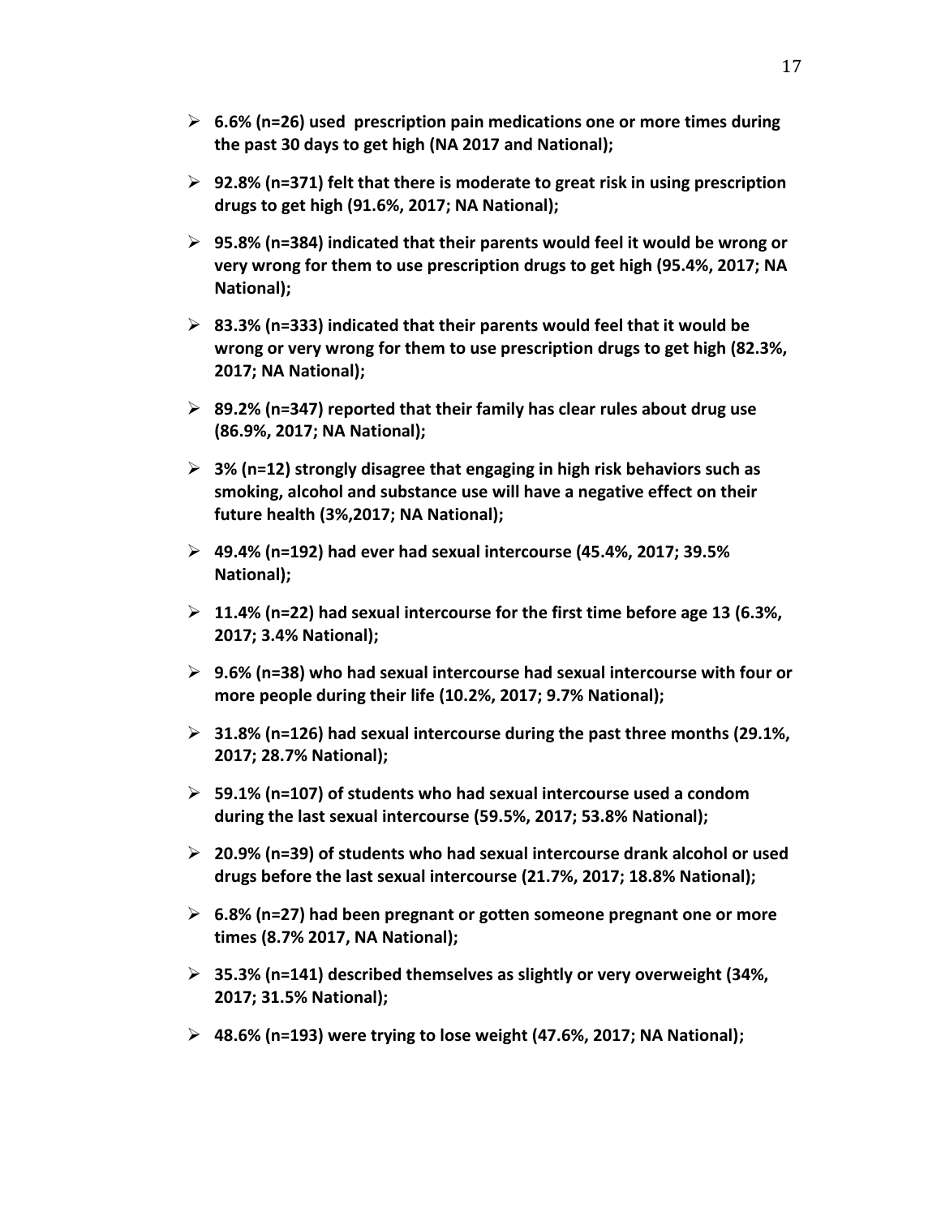- **6.6% (n=26) used prescription pain medications one or more times during the past 30 days to get high (NA 2017 and National);**
- **92.8% (n=371) felt that there is moderate to great risk in using prescription drugs to get high (91.6%, 2017; NA National);**
- **95.8% (n=384) indicated that their parents would feel it would be wrong or very wrong for them to use prescription drugs to get high (95.4%, 2017; NA National);**
- **83.3% (n=333) indicated that their parents would feel that it would be wrong or very wrong for them to use prescription drugs to get high (82.3%, 2017; NA National);**
- **89.2% (n=347) reported that their family has clear rules about drug use (86.9%, 2017; NA National);**
- **3% (n=12) strongly disagree that engaging in high risk behaviors such as smoking, alcohol and substance use will have a negative effect on their future health (3%,2017; NA National);**
- **49.4% (n=192) had ever had sexual intercourse (45.4%, 2017; 39.5% National);**
- **11.4% (n=22) had sexual intercourse for the first time before age 13 (6.3%, 2017; 3.4% National);**
- **9.6% (n=38) who had sexual intercourse had sexual intercourse with four or more people during their life (10.2%, 2017; 9.7% National);**
- **31.8% (n=126) had sexual intercourse during the past three months (29.1%, 2017; 28.7% National);**
- **59.1% (n=107) of students who had sexual intercourse used a condom during the last sexual intercourse (59.5%, 2017; 53.8% National);**
- **20.9% (n=39) of students who had sexual intercourse drank alcohol or used drugs before the last sexual intercourse (21.7%, 2017; 18.8% National);**
- **6.8% (n=27) had been pregnant or gotten someone pregnant one or more times (8.7% 2017, NA National);**
- **35.3% (n=141) described themselves as slightly or very overweight (34%, 2017; 31.5% National);**
- **48.6% (n=193) were trying to lose weight (47.6%, 2017; NA National);**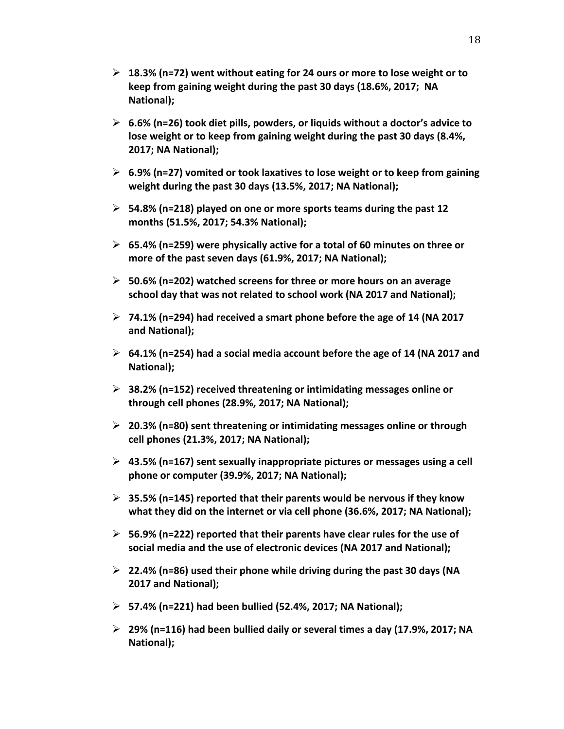- **18.3% (n=72) went without eating for 24 ours or more to lose weight or to keep from gaining weight during the past 30 days (18.6%, 2017; NA National);**
- **6.6% (n=26) took diet pills, powders, or liquids without a doctor's advice to lose weight or to keep from gaining weight during the past 30 days (8.4%, 2017; NA National);**
- **6.9% (n=27) vomited or took laxatives to lose weight or to keep from gaining weight during the past 30 days (13.5%, 2017; NA National);**
- **54.8% (n=218) played on one or more sports teams during the past 12 months (51.5%, 2017; 54.3% National);**
- **65.4% (n=259) were physically active for a total of 60 minutes on three or more of the past seven days (61.9%, 2017; NA National);**
- **50.6% (n=202) watched screens for three or more hours on an average school day that was not related to school work (NA 2017 and National);**
- **74.1% (n=294) had received a smart phone before the age of 14 (NA 2017 and National);**
- **64.1% (n=254) had a social media account before the age of 14 (NA 2017 and National);**
- **38.2% (n=152) received threatening or intimidating messages online or through cell phones (28.9%, 2017; NA National);**
- **20.3% (n=80) sent threatening or intimidating messages online or through cell phones (21.3%, 2017; NA National);**
- **43.5% (n=167) sent sexually inappropriate pictures or messages using a cell phone or computer (39.9%, 2017; NA National);**
- **35.5% (n=145) reported that their parents would be nervous if they know what they did on the internet or via cell phone (36.6%, 2017; NA National);**
- **56.9% (n=222) reported that their parents have clear rules for the use of social media and the use of electronic devices (NA 2017 and National);**
- **22.4% (n=86) used their phone while driving during the past 30 days (NA 2017 and National);**
- **57.4% (n=221) had been bullied (52.4%, 2017; NA National);**
- **29% (n=116) had been bullied daily or several times a day (17.9%, 2017; NA National);**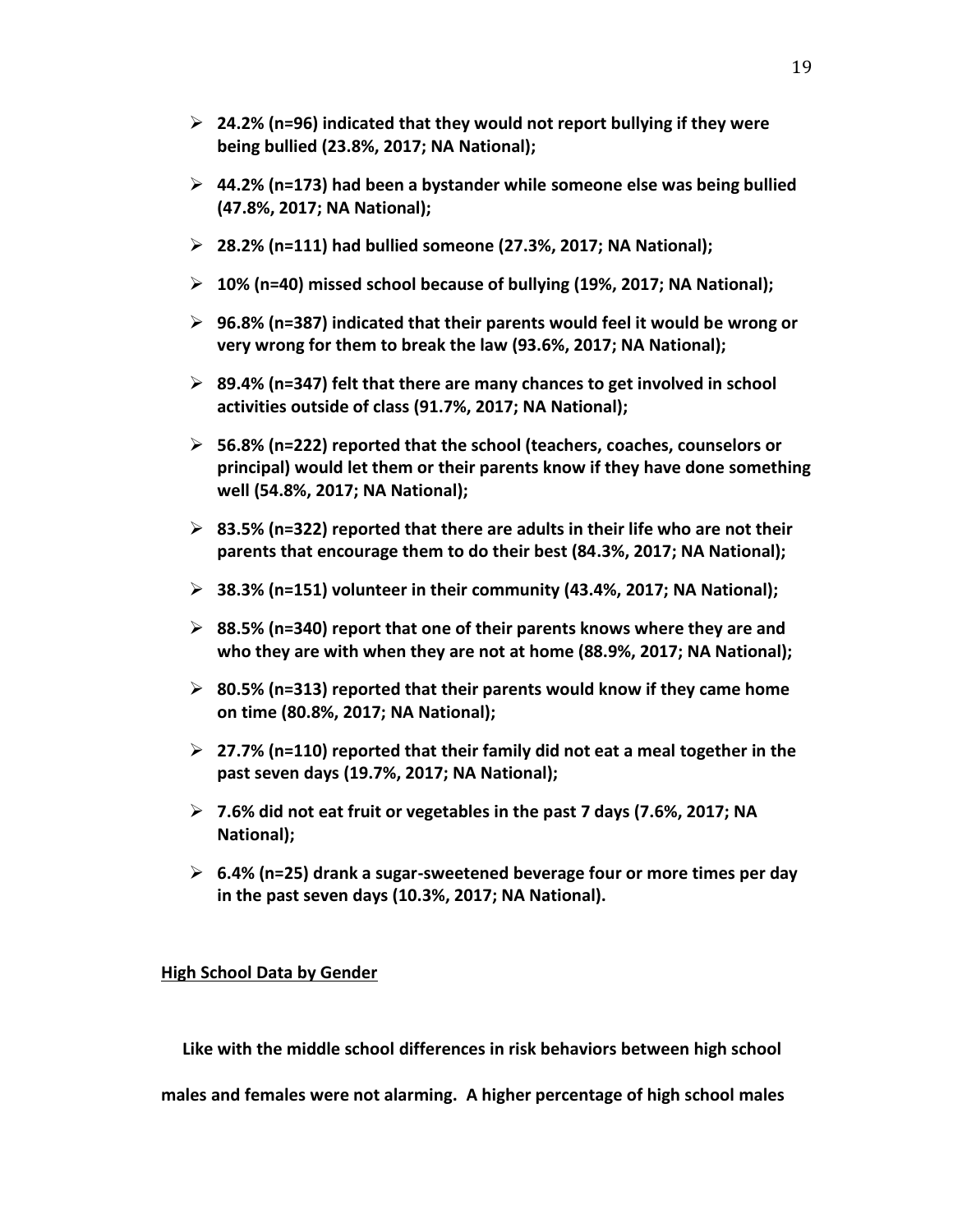- **24.2% (n=96) indicated that they would not report bullying if they were being bullied (23.8%, 2017; NA National);**
- **44.2% (n=173) had been a bystander while someone else was being bullied (47.8%, 2017; NA National);**
- **28.2% (n=111) had bullied someone (27.3%, 2017; NA National);**
- **10% (n=40) missed school because of bullying (19%, 2017; NA National);**
- **96.8% (n=387) indicated that their parents would feel it would be wrong or very wrong for them to break the law (93.6%, 2017; NA National);**
- **89.4% (n=347) felt that there are many chances to get involved in school activities outside of class (91.7%, 2017; NA National);**
- **56.8% (n=222) reported that the school (teachers, coaches, counselors or principal) would let them or their parents know if they have done something well (54.8%, 2017; NA National);**
- **83.5% (n=322) reported that there are adults in their life who are not their parents that encourage them to do their best (84.3%, 2017; NA National);**
- **38.3% (n=151) volunteer in their community (43.4%, 2017; NA National);**
- **88.5% (n=340) report that one of their parents knows where they are and who they are with when they are not at home (88.9%, 2017; NA National);**
- **80.5% (n=313) reported that their parents would know if they came home on time (80.8%, 2017; NA National);**
- **27.7% (n=110) reported that their family did not eat a meal together in the past seven days (19.7%, 2017; NA National);**
- **7.6% did not eat fruit or vegetables in the past 7 days (7.6%, 2017; NA National);**
- **6.4% (n=25) drank a sugar-sweetened beverage four or more times per day in the past seven days (10.3%, 2017; NA National).**

**High School Data by Gender**

**Like with the middle school differences in risk behaviors between high school males and females were not alarming. A higher percentage of high school males**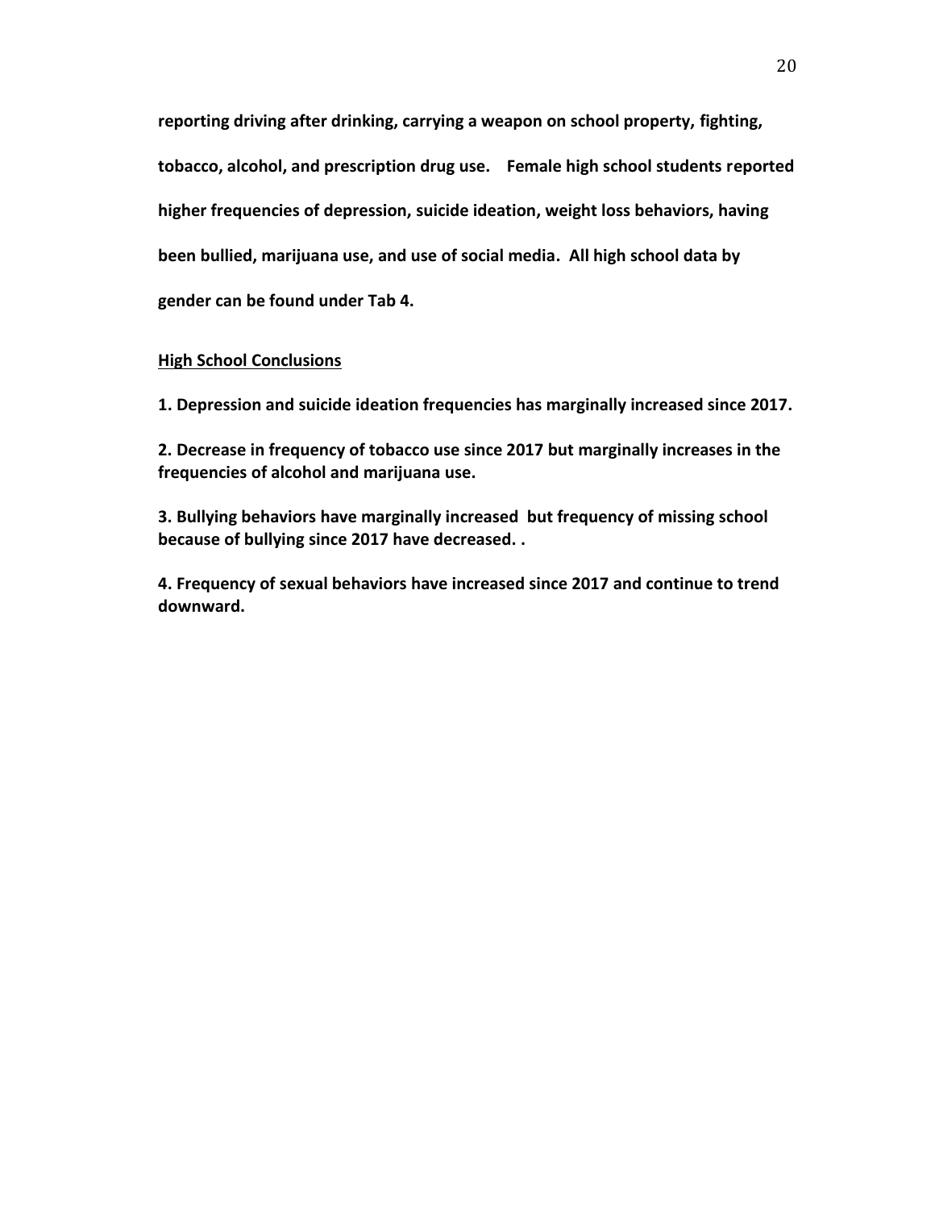**reporting driving after drinking, carrying a weapon on school property, fighting, tobacco, alcohol, and prescription drug use. Female high school students reported higher frequencies of depression, suicide ideation, weight loss behaviors, having been bullied, marijuana use, and use of social media. All high school data by gender can be found under Tab 4.**

**High School Conclusions**

**1. Depression and suicide ideation frequencies has marginally increased since 2017.**

**2. Decrease in frequency of tobacco use since 2017 but marginally increases in the frequencies of alcohol and marijuana use.**

**3. Bullying behaviors have marginally increased but frequency of missing school because of bullying since 2017 have decreased. .**

**4. Frequency of sexual behaviors have increased since 2017 and continue to trend downward.**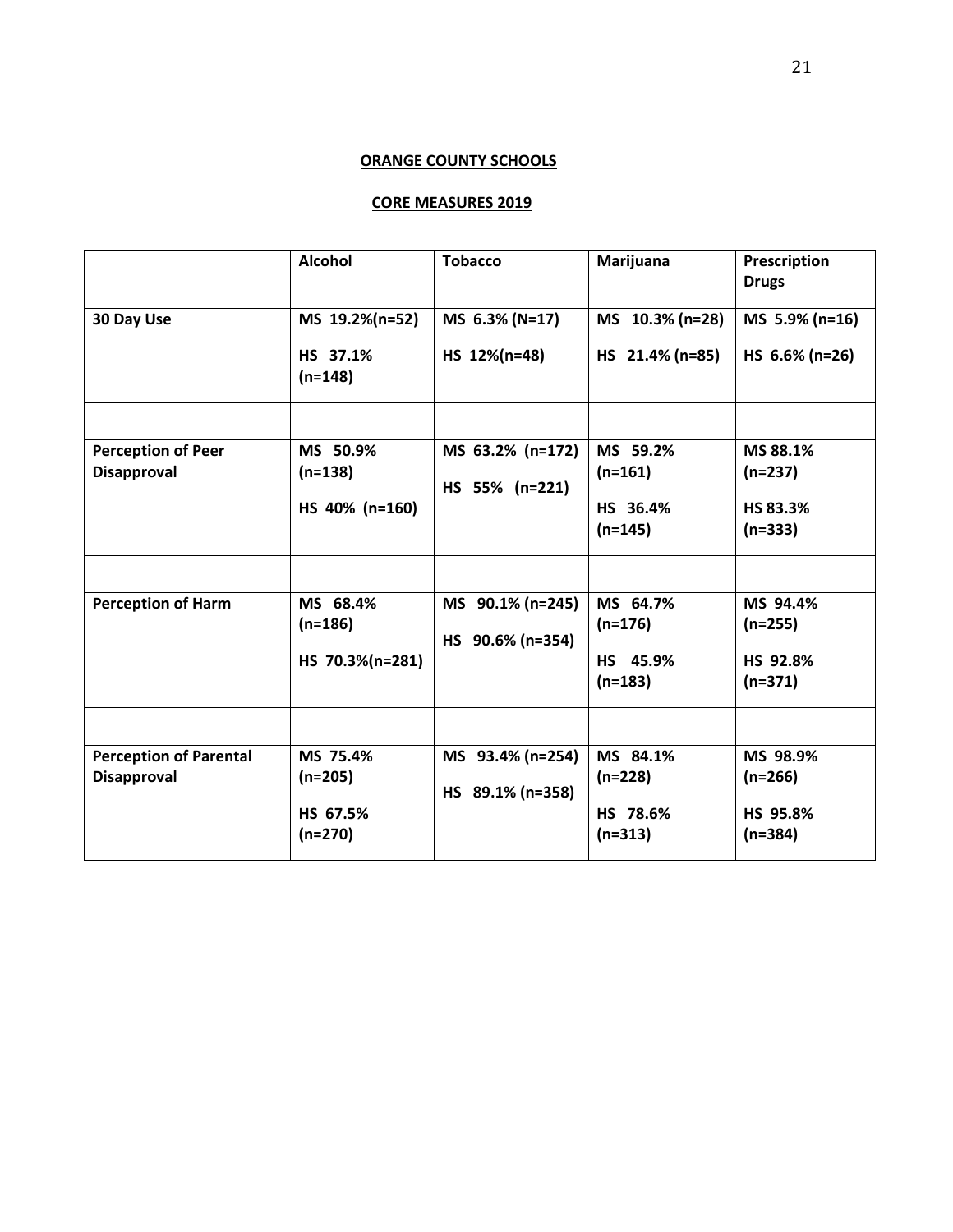**ORANGE COUNTY SCHOOLS**

**CORE MEASURES 2019**

| | Alcohol | Tobacco | Marijuana | Prescription Drugs |
|---|---|---|---|---|
| **30 Day Use** | **MS 19.2%(n=52)** **HS 37.1% (n=148)** | **MS 6.3% (N=17)** **HS 12%(n=48)** | **MS 10.3% (n=28)** **HS 21.4% (n=85)** | **MS 5.9% (n=16)** **HS 6.6% (n=26)** |
| | | | | |
| **Perception of Peer Disapproval** | **MS 50.9% (n=138)** **HS 40% (n=160)** | **MS 63.2% (n=172)** **HS 55% (n=221)** | **MS 59.2% (n=161)** **HS 36.4% (n=145)** | **MS 88.1% (n=237)** **HS 83.3% (n=333)** |
| | | | | |
| **Perception of Harm** | **MS 68.4% (n=186)** **HS 70.3%(n=281)** | **MS 90.1% (n=245)** **HS 90.6% (n=354)** | **MS 64.7% (n=176)** **HS 45.9% (n=183)** | **MS 94.4% (n=255)** **HS 92.8% (n=371)** |
| | | | | |
| **Perception of Parental Disapproval** | **MS 75.4% (n=205)** **HS 67.5% (n=270)** | **MS 93.4% (n=254)** **HS 89.1% (n=358)** | **MS 84.1% (n=228)** **HS 78.6% (n=313)** | **MS 98.9% (n=266)** **HS 95.8% (n=384)** |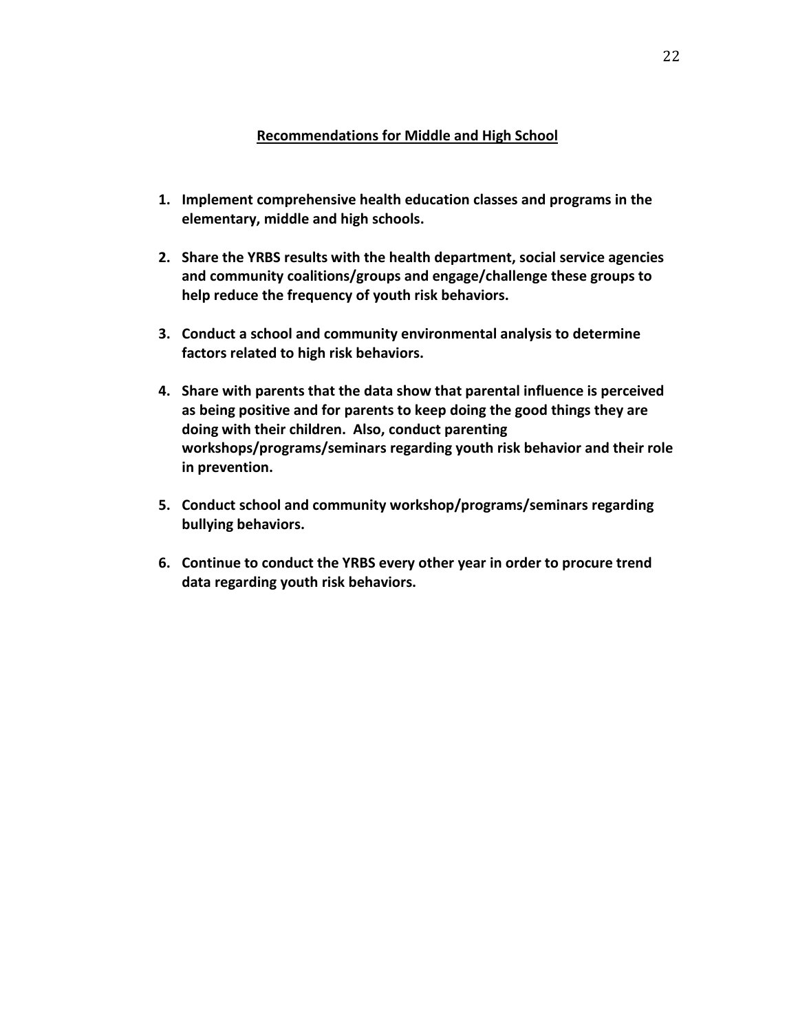## Recommendations for Middle and High School

1. **Implement comprehensive health education classes and programs in the elementary, middle and high schools.**

2. **Share the YRBS results with the health department, social service agencies and community coalitions/groups and engage/challenge these groups to help reduce the frequency of youth risk behaviors.**

3. **Conduct a school and community environmental analysis to determine factors related to high risk behaviors.**

4. **Share with parents that the data show that parental influence is perceived as being positive and for parents to keep doing the good things they are doing with their children. Also, conduct parenting workshops/programs/seminars regarding youth risk behavior and their role in prevention.**

5. **Conduct school and community workshop/programs/seminars regarding bullying behaviors.**

6. **Continue to conduct the YRBS every other year in order to procure trend data regarding youth risk behaviors.**